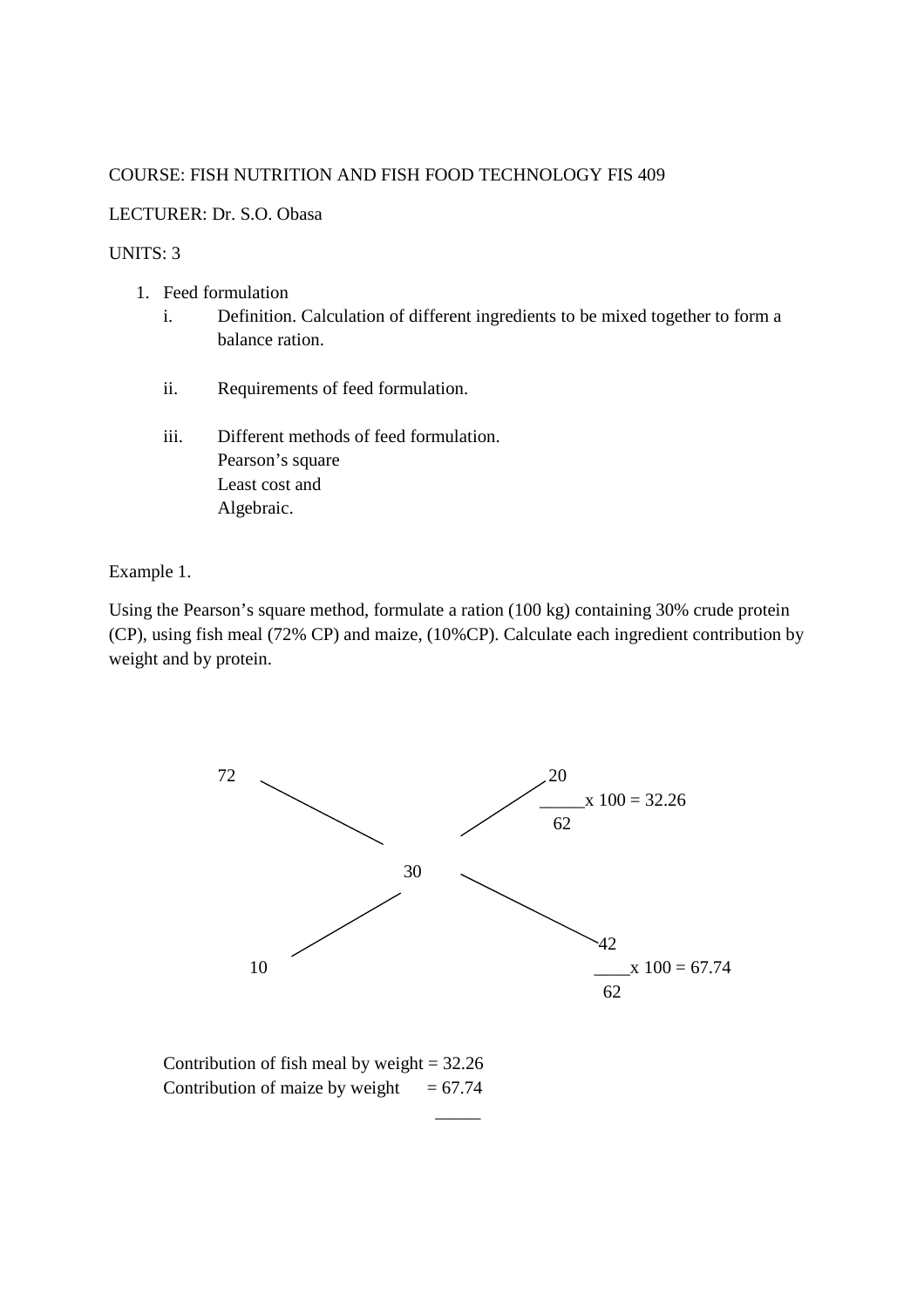COURSE: FISH NUTRITION AND FISH FOOD TECHNOLOGY FIS 409

LECTURER: Dr. S.O. Obasa

UNITS: 3

1. Feed formulation
   i. Definition. Calculation of different ingredients to be mixed together to form a balance ration.

   ii. Requirements of feed formulation.

   iii. Different methods of feed formulation.
   Pearson's square
   Least cost and
   Algebraic.

Example 1.

Using the Pearson's square method, formulate a ration (100 kg) containing 30% crude protein (CP), using fish meal (72% CP) and maize, (10%CP). Calculate each ingredient contribution by weight and by protein.

```
72                                20
                                 _____x 100 = 32.26
                                  62

                 30

                                       42
  10                                   ____x 100 = 67.74
                                        62
```

$$\frac{20}{62} \times 100 = 32.26$$

$$\frac{42}{62} \times 100 = 67.74$$

Contribution of fish meal by weight = 32.26
Contribution of maize by weight = 67.74
_____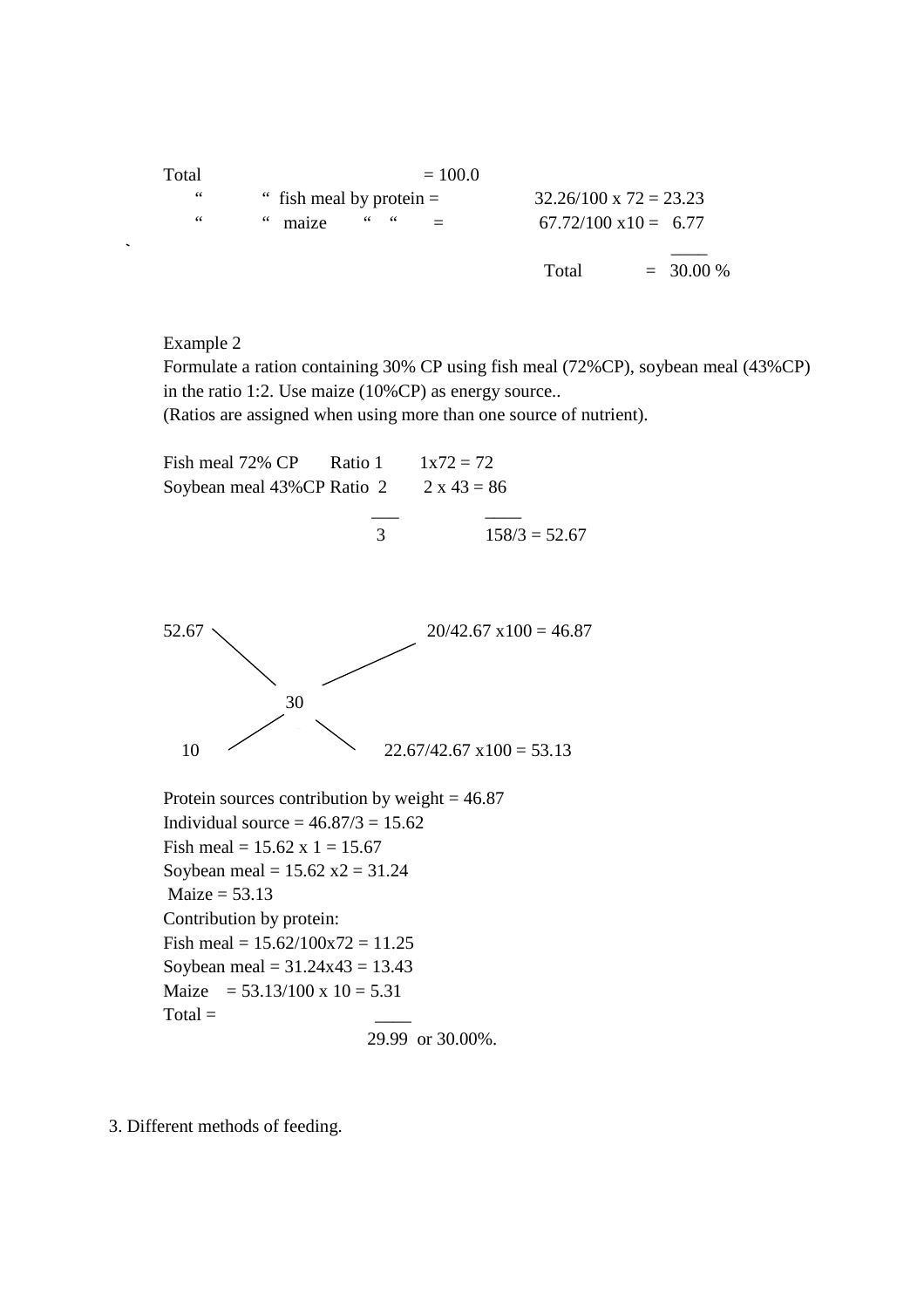Total = 100.0

" " fish meal by protein = 32.26/100 x 72 = 23.23

" " maize " " = 67.72/100 x10 = 6.77

Total = 30.00 %

Example 2

Formulate a ration containing 30% CP using fish meal (72%CP), soybean meal (43%CP) in the ratio 1:2. Use maize (10%CP) as energy source..

(Ratios are assigned when using more than one source of nutrient).

| | Ratio | |
|---|---|---|
| Fish meal 72% CP | 1 | 1x72 = 72 |
| Soybean meal 43%CP | 2 | 2 x 43 = 86 |
| | 3 | 158/3 = 52.67 |

```
52.67 \                     / 20/42.67 x100 = 46.87
       \                   /
          30
       /                   \
   10 /                     \ 22.67/42.67 x100 = 53.13
```

Protein sources contribution by weight = 46.87

Individual source = 46.87/3 = 15.62

Fish meal = 15.62 x 1 = 15.67

Soybean meal = 15.62 x2 = 31.24

Maize = 53.13

Contribution by protein:

Fish meal = 15.62/100x72 = 11.25

Soybean meal = 31.24x43 = 13.43

Maize = 53.13/100 x 10 = 5.31

Total = 29.99 or 30.00%.

3. Different methods of feeding.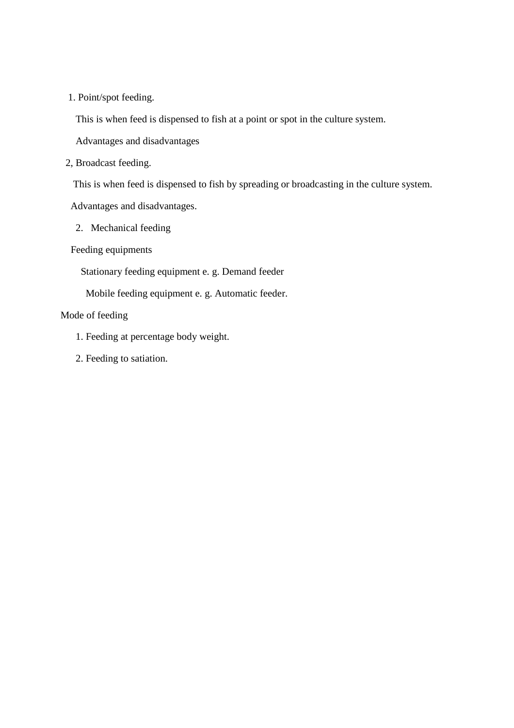1. Point/spot feeding.

   This is when feed is dispensed to fish at a point or spot in the culture system.

   Advantages and disadvantages

2, Broadcast feeding.

   This is when feed is dispensed to fish by spreading or broadcasting in the culture system.

   Advantages and disadvantages.

2. Mechanical feeding

Feeding equipments

Stationary feeding equipment e. g. Demand feeder

Mobile feeding equipment e. g. Automatic feeder.

Mode of feeding

1. Feeding at percentage body weight.
2. Feeding to satiation.